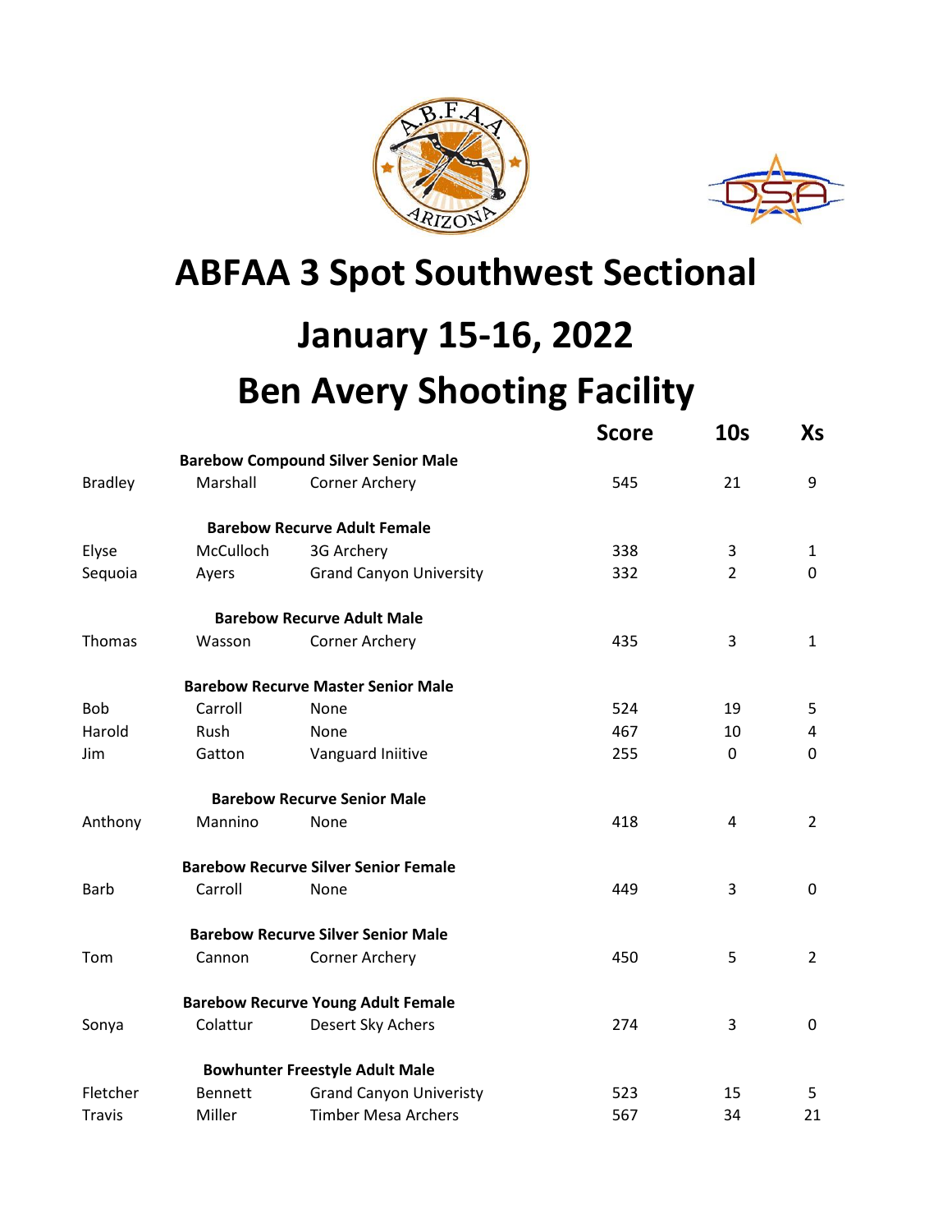# ABFAA 3 Spot Southwest Sectional

# January 15-16, 2022

# Ben Avery Shooting Facility

| | | | Score | 10s | Xs |
|---|---|---|---|---|---|
| | **Barebow Compound Silver Senior Male** | | | | |
| Bradley | Marshall | Corner Archery | 545 | 21 | 9 |
| | **Barebow Recurve Adult Female** | | | | |
| Elyse | McCulloch | 3G Archery | 338 | 3 | 1 |
| Sequoia | Ayers | Grand Canyon University | 332 | 2 | 0 |
| | **Barebow Recurve Adult Male** | | | | |
| Thomas | Wasson | Corner Archery | 435 | 3 | 1 |
| | **Barebow Recurve Master Senior Male** | | | | |
| Bob | Carroll | None | 524 | 19 | 5 |
| Harold | Rush | None | 467 | 10 | 4 |
| Jim | Gatton | Vanguard Iniitive | 255 | 0 | 0 |
| | **Barebow Recurve Senior Male** | | | | |
| Anthony | Mannino | None | 418 | 4 | 2 |
| | **Barebow Recurve Silver Senior Female** | | | | |
| Barb | Carroll | None | 449 | 3 | 0 |
| | **Barebow Recurve Silver Senior Male** | | | | |
| Tom | Cannon | Corner Archery | 450 | 5 | 2 |
| | **Barebow Recurve Young Adult Female** | | | | |
| Sonya | Colattur | Desert Sky Achers | 274 | 3 | 0 |
| | **Bowhunter Freestyle Adult Male** | | | | |
| Fletcher | Bennett | Grand Canyon Univeristy | 523 | 15 | 5 |
| Travis | Miller | Timber Mesa Archers | 567 | 34 | 21 |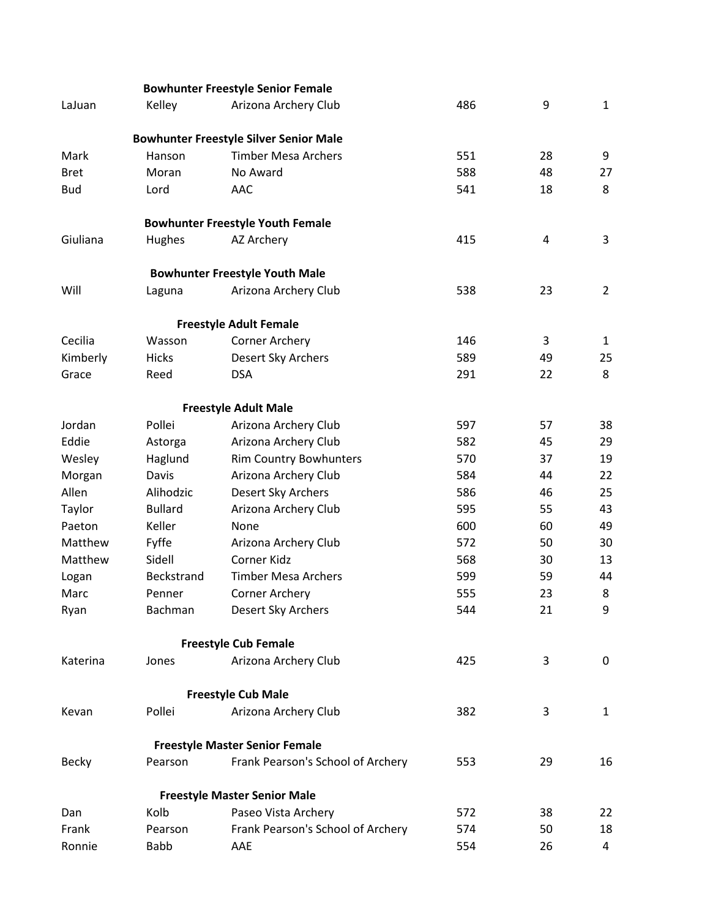**Bowhunter Freestyle Senior Female**

| | | | | | |
|---|---|---|---|---|---|
| LaJuan | Kelley | Arizona Archery Club | 486 | 9 | 1 |

**Bowhunter Freestyle Silver Senior Male**

| | | | | | |
|---|---|---|---|---|---|
| Mark | Hanson | Timber Mesa Archers | 551 | 28 | 9 |
| Bret | Moran | No Award | 588 | 48 | 27 |
| Bud | Lord | AAC | 541 | 18 | 8 |

**Bowhunter Freestyle Youth Female**

| | | | | | |
|---|---|---|---|---|---|
| Giuliana | Hughes | AZ Archery | 415 | 4 | 3 |

**Bowhunter Freestyle Youth Male**

| | | | | | |
|---|---|---|---|---|---|
| Will | Laguna | Arizona Archery Club | 538 | 23 | 2 |

**Freestyle Adult Female**

| | | | | | |
|---|---|---|---|---|---|
| Cecilia | Wasson | Corner Archery | 146 | 3 | 1 |
| Kimberly | Hicks | Desert Sky Archers | 589 | 49 | 25 |
| Grace | Reed | DSA | 291 | 22 | 8 |

**Freestyle Adult Male**

| | | | | | |
|---|---|---|---|---|---|
| Jordan | Pollei | Arizona Archery Club | 597 | 57 | 38 |
| Eddie | Astorga | Arizona Archery Club | 582 | 45 | 29 |
| Wesley | Haglund | Rim Country Bowhunters | 570 | 37 | 19 |
| Morgan | Davis | Arizona Archery Club | 584 | 44 | 22 |
| Allen | Alihodzic | Desert Sky Archers | 586 | 46 | 25 |
| Taylor | Bullard | Arizona Archery Club | 595 | 55 | 43 |
| Paeton | Keller | None | 600 | 60 | 49 |
| Matthew | Fyffe | Arizona Archery Club | 572 | 50 | 30 |
| Matthew | Sidell | Corner Kidz | 568 | 30 | 13 |
| Logan | Beckstrand | Timber Mesa Archers | 599 | 59 | 44 |
| Marc | Penner | Corner Archery | 555 | 23 | 8 |
| Ryan | Bachman | Desert Sky Archers | 544 | 21 | 9 |

**Freestyle Cub Female**

| | | | | | |
|---|---|---|---|---|---|
| Katerina | Jones | Arizona Archery Club | 425 | 3 | 0 |

**Freestyle Cub Male**

| | | | | | |
|---|---|---|---|---|---|
| Kevan | Pollei | Arizona Archery Club | 382 | 3 | 1 |

**Freestyle Master Senior Female**

| | | | | | |
|---|---|---|---|---|---|
| Becky | Pearson | Frank Pearson's School of Archery | 553 | 29 | 16 |

**Freestyle Master Senior Male**

| | | | | | |
|---|---|---|---|---|---|
| Dan | Kolb | Paseo Vista Archery | 572 | 38 | 22 |
| Frank | Pearson | Frank Pearson's School of Archery | 574 | 50 | 18 |
| Ronnie | Babb | AAE | 554 | 26 | 4 |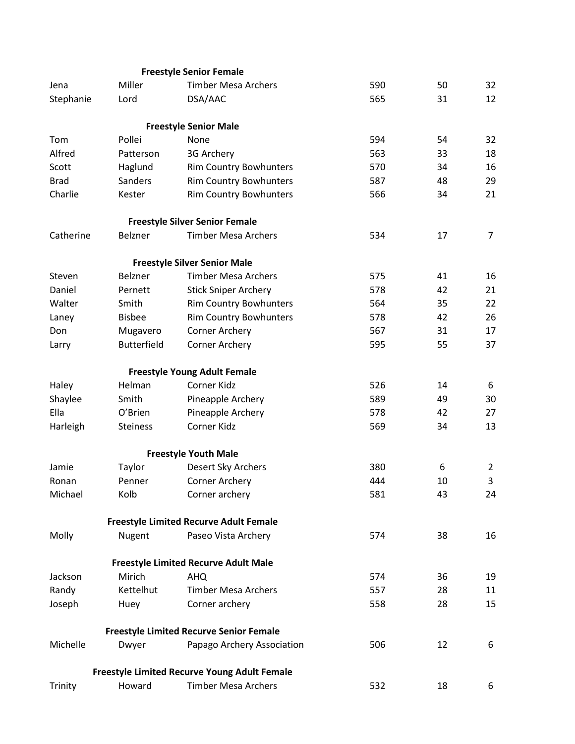**Freestyle Senior Female**

| | | | | | |
|---|---|---|---|---|---|
| Jena | Miller | Timber Mesa Archers | 590 | 50 | 32 |
| Stephanie | Lord | DSA/AAC | 565 | 31 | 12 |

**Freestyle Senior Male**

| | | | | | |
|---|---|---|---|---|---|
| Tom | Pollei | None | 594 | 54 | 32 |
| Alfred | Patterson | 3G Archery | 563 | 33 | 18 |
| Scott | Haglund | Rim Country Bowhunters | 570 | 34 | 16 |
| Brad | Sanders | Rim Country Bowhunters | 587 | 48 | 29 |
| Charlie | Kester | Rim Country Bowhunters | 566 | 34 | 21 |

**Freestyle Silver Senior Female**

| | | | | | |
|---|---|---|---|---|---|
| Catherine | Belzner | Timber Mesa Archers | 534 | 17 | 7 |

**Freestyle Silver Senior Male**

| | | | | | |
|---|---|---|---|---|---|
| Steven | Belzner | Timber Mesa Archers | 575 | 41 | 16 |
| Daniel | Pernett | Stick Sniper Archery | 578 | 42 | 21 |
| Walter | Smith | Rim Country Bowhunters | 564 | 35 | 22 |
| Laney | Bisbee | Rim Country Bowhunters | 578 | 42 | 26 |
| Don | Mugavero | Corner Archery | 567 | 31 | 17 |
| Larry | Butterfield | Corner Archery | 595 | 55 | 37 |

**Freestyle Young Adult Female**

| | | | | | |
|---|---|---|---|---|---|
| Haley | Helman | Corner Kidz | 526 | 14 | 6 |
| Shaylee | Smith | Pineapple Archery | 589 | 49 | 30 |
| Ella | O'Brien | Pineapple Archery | 578 | 42 | 27 |
| Harleigh | Steiness | Corner Kidz | 569 | 34 | 13 |

**Freestyle Youth Male**

| | | | | | |
|---|---|---|---|---|---|
| Jamie | Taylor | Desert Sky Archers | 380 | 6 | 2 |
| Ronan | Penner | Corner Archery | 444 | 10 | 3 |
| Michael | Kolb | Corner archery | 581 | 43 | 24 |

**Freestyle Limited Recurve Adult Female**

| | | | | | |
|---|---|---|---|---|---|
| Molly | Nugent | Paseo Vista Archery | 574 | 38 | 16 |

**Freestyle Limited Recurve Adult Male**

| | | | | | |
|---|---|---|---|---|---|
| Jackson | Mirich | AHQ | 574 | 36 | 19 |
| Randy | Kettelhut | Timber Mesa Archers | 557 | 28 | 11 |
| Joseph | Huey | Corner archery | 558 | 28 | 15 |

**Freestyle Limited Recurve Senior Female**

| | | | | | |
|---|---|---|---|---|---|
| Michelle | Dwyer | Papago Archery Association | 506 | 12 | 6 |

**Freestyle Limited Recurve Young Adult Female**

| | | | | | |
|---|---|---|---|---|---|
| Trinity | Howard | Timber Mesa Archers | 532 | 18 | 6 |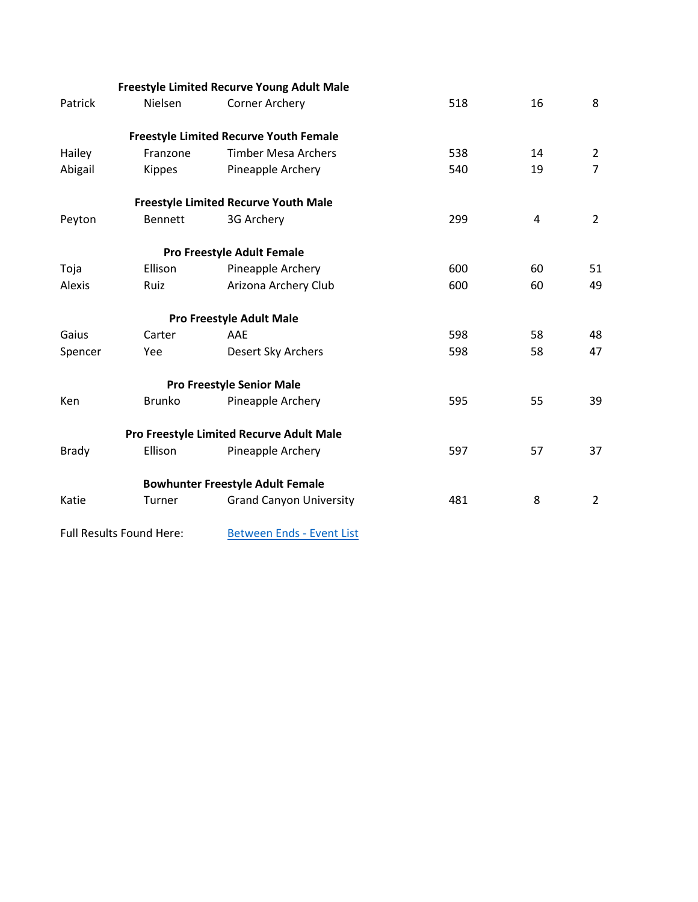| | | | | | |
|---|---|---|---|---|---|
| **Freestyle Limited Recurve Young Adult Male** | | | | | |
| Patrick | Nielsen | Corner Archery | 518 | 16 | 8 |
| **Freestyle Limited Recurve Youth Female** | | | | | |
| Hailey | Franzone | Timber Mesa Archers | 538 | 14 | 2 |
| Abigail | Kippes | Pineapple Archery | 540 | 19 | 7 |
| **Freestyle Limited Recurve Youth Male** | | | | | |
| Peyton | Bennett | 3G Archery | 299 | 4 | 2 |
| **Pro Freestyle Adult Female** | | | | | |
| Toja | Ellison | Pineapple Archery | 600 | 60 | 51 |
| Alexis | Ruiz | Arizona Archery Club | 600 | 60 | 49 |
| **Pro Freestyle Adult Male** | | | | | |
| Gaius | Carter | AAE | 598 | 58 | 48 |
| Spencer | Yee | Desert Sky Archers | 598 | 58 | 47 |
| **Pro Freestyle Senior Male** | | | | | |
| Ken | Brunko | Pineapple Archery | 595 | 55 | 39 |
| **Pro Freestyle Limited Recurve Adult Male** | | | | | |
| Brady | Ellison | Pineapple Archery | 597 | 57 | 37 |
| **Bowhunter Freestyle Adult Female** | | | | | |
| Katie | Turner | Grand Canyon University | 481 | 8 | 2 |

Full Results Found Here: Between Ends - Event List